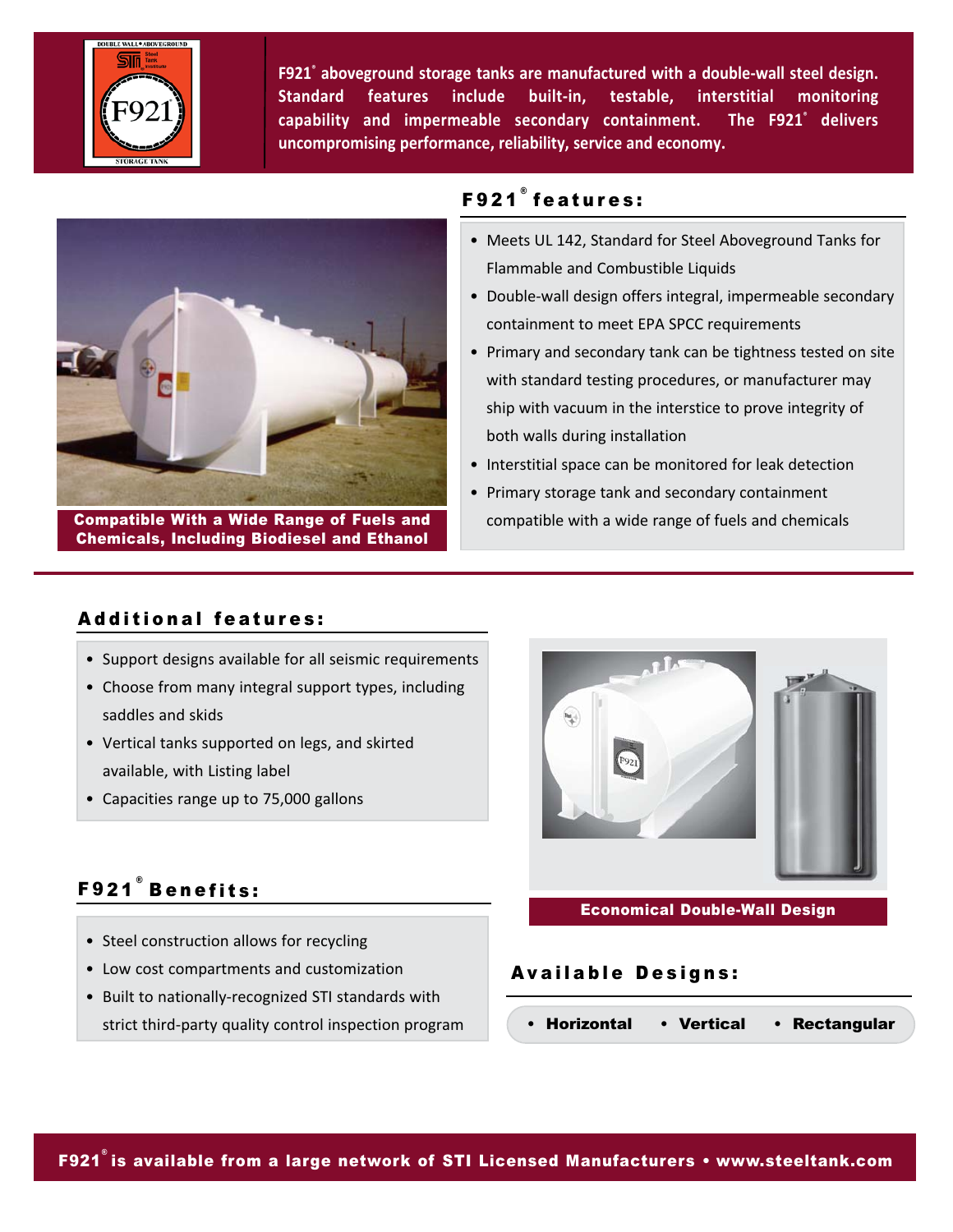F921® aboveground storage tanks are manufactured with a double-wall steel design. Standard features include built-in, testable, interstitial monitoring capability and impermeable secondary containment. The F921® delivers uncompromising performance, reliability, service and economy.

Compatible With a Wide Range of Fuels and Chemicals, Including Biodiesel and Ethanol

## F921® features:

- Meets UL 142, Standard for Steel Aboveground Tanks for Flammable and Combustible Liquids
- Double-wall design offers integral, impermeable secondary containment to meet EPA SPCC requirements
- Primary and secondary tank can be tightness tested on site with standard testing procedures, or manufacturer may ship with vacuum in the interstice to prove integrity of both walls during installation
- Interstitial space can be monitored for leak detection
- Primary storage tank and secondary containment compatible with a wide range of fuels and chemicals

## Additional features:

- Support designs available for all seismic requirements
- Choose from many integral support types, including saddles and skids
- Vertical tanks supported on legs, and skirted available, with Listing label
- Capacities range up to 75,000 gallons

Economical Double-Wall Design

## F921® Benefits:

- Steel construction allows for recycling
- Low cost compartments and customization
- Built to nationally-recognized STI standards with strict third-party quality control inspection program

## Available Designs:

- **Horizontal**
- **Vertical**
- **Rectangular**

**F921® is available from a large network of STI Licensed Manufacturers • www.steeltank.com**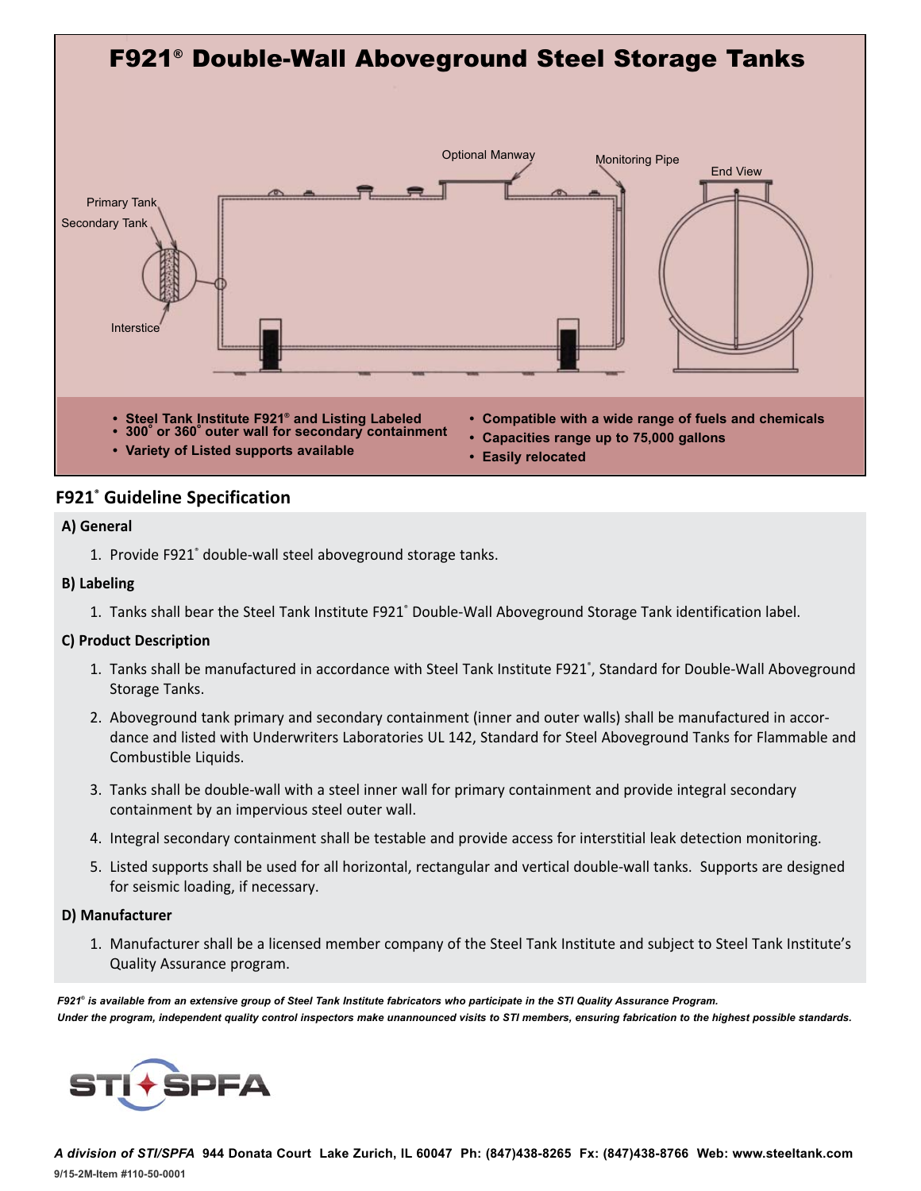# F921® Double-Wall Aboveground Steel Storage Tanks

Optional Manway
Monitoring Pipe
End View
Primary Tank
Secondary Tank
Interstice

- Steel Tank Institute F921® and Listing Labeled
- 300° or 360° outer wall for secondary containment
- Variety of Listed supports available
- Compatible with a wide range of fuels and chemicals
- Capacities range up to 75,000 gallons
- Easily relocated

## F921® Guideline Specification

### A) General

1. Provide F921® double-wall steel aboveground storage tanks.

### B) Labeling

1. Tanks shall bear the Steel Tank Institute F921® Double-Wall Aboveground Storage Tank identification label.

### C) Product Description

1. Tanks shall be manufactured in accordance with Steel Tank Institute F921®, Standard for Double-Wall Aboveground Storage Tanks.
2. Aboveground tank primary and secondary containment (inner and outer walls) shall be manufactured in accordance and listed with Underwriters Laboratories UL 142, Standard for Steel Aboveground Tanks for Flammable and Combustible Liquids.
3. Tanks shall be double-wall with a steel inner wall for primary containment and provide integral secondary containment by an impervious steel outer wall.
4. Integral secondary containment shall be testable and provide access for interstitial leak detection monitoring.
5. Listed supports shall be used for all horizontal, rectangular and vertical double-wall tanks. Supports are designed for seismic loading, if necessary.

### D) Manufacturer

1. Manufacturer shall be a licensed member company of the Steel Tank Institute and subject to Steel Tank Institute's Quality Assurance program.

***F921® is available from an extensive group of Steel Tank Institute fabricators who participate in the STI Quality Assurance Program.***
***Under the program, independent quality control inspectors make unannounced visits to STI members, ensuring fabrication to the highest possible standards.***

STI SPFA

***A division of STI/SPFA*** **944 Donata Court Lake Zurich, IL 60047 Ph: (847)438-8265 Fx: (847)438-8766 Web: www.steeltank.com**

**9/15-2M-Item #110-50-0001**